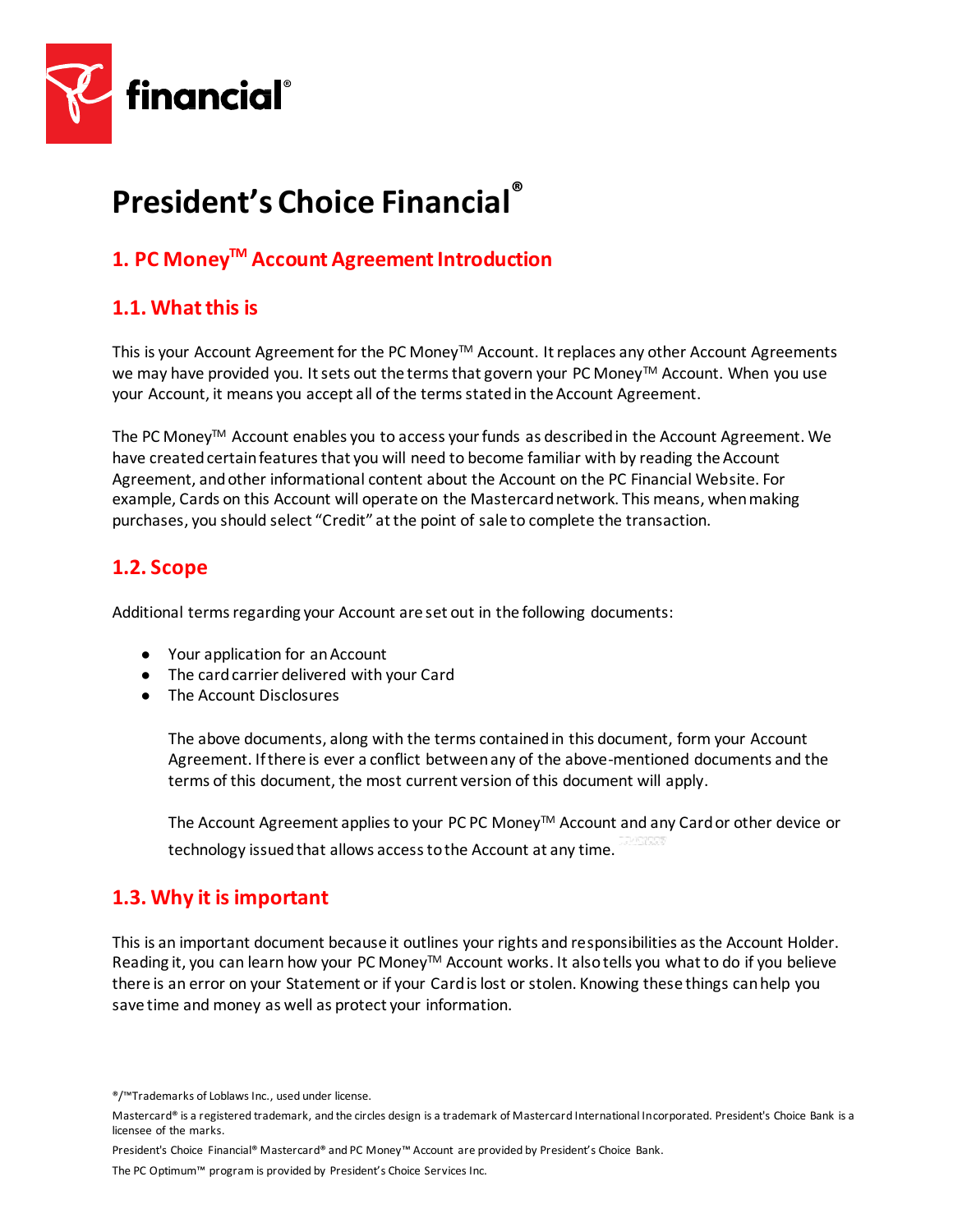financial®

# President's Choice Financial®

## 1. PC Money™ Account Agreement Introduction

### 1.1. What this is

This is your Account Agreement for the PC Money™ Account. It replaces any other Account Agreements we may have provided you. It sets out the terms that govern your PC Money™ Account. When you use your Account, it means you accept all of the terms stated in the Account Agreement.

The PC Money™ Account enables you to access your funds as described in the Account Agreement. We have created certain features that you will need to become familiar with by reading the Account Agreement, and other informational content about the Account on the PC Financial Website. For example, Cards on this Account will operate on the Mastercard network. This means, when making purchases, you should select "Credit" at the point of sale to complete the transaction.

### 1.2. Scope

Additional terms regarding your Account are set out in the following documents:

- Your application for an Account
- The card carrier delivered with your Card
- The Account Disclosures

  The above documents, along with the terms contained in this document, form your Account Agreement. If there is ever a conflict between any of the above-mentioned documents and the terms of this document, the most current version of this document will apply.

  The Account Agreement applies to your PC PC Money™ Account and any Card or other device or technology issued that allows access to the Account at any time.

### 1.3. Why it is important

This is an important document because it outlines your rights and responsibilities as the Account Holder. Reading it, you can learn how your PC Money™ Account works. It also tells you what to do if you believe there is an error on your Statement or if your Card is lost or stolen. Knowing these things can help you save time and money as well as protect your information.

®/™Trademarks of Loblaws Inc., used under license.

Mastercard® is a registered trademark, and the circles design is a trademark of Mastercard International Incorporated. President's Choice Bank is a licensee of the marks.

President's Choice Financial® Mastercard® and PC Money™ Account are provided by President's Choice Bank.

The PC Optimum™ program is provided by President's Choice Services Inc.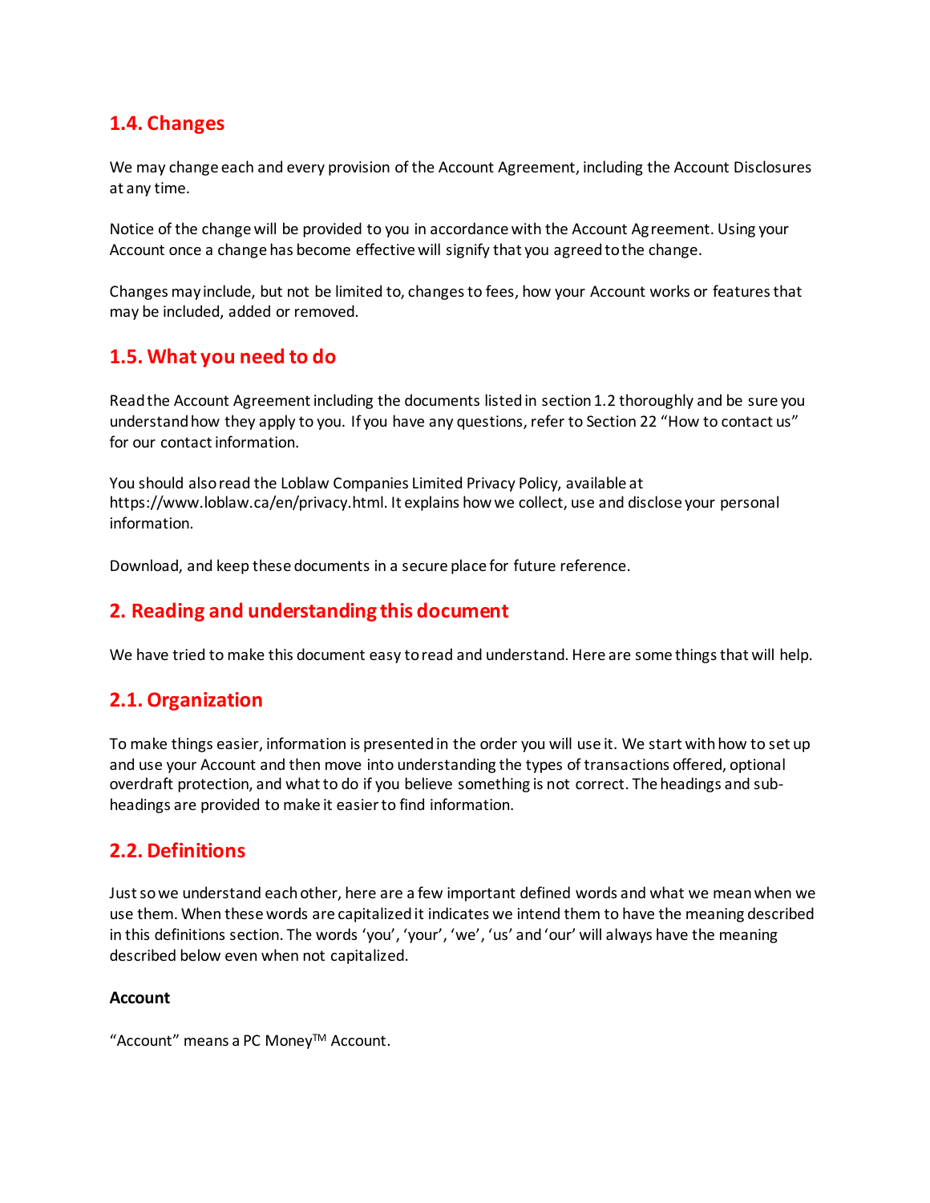## 1.4. Changes

We may change each and every provision of the Account Agreement, including the Account Disclosures at any time.

Notice of the change will be provided to you in accordance with the Account Agreement. Using your Account once a change has become effective will signify that you agreed to the change.

Changes may include, but not be limited to, changes to fees, how your Account works or features that may be included, added or removed.

## 1.5. What you need to do

Read the Account Agreement including the documents listed in section 1.2 thoroughly and be sure you understand how they apply to you. If you have any questions, refer to Section 22 "How to contact us" for our contact information.

You should also read the Loblaw Companies Limited Privacy Policy, available at https://www.loblaw.ca/en/privacy.html. It explains how we collect, use and disclose your personal information.

Download, and keep these documents in a secure place for future reference.

# 2. Reading and understanding this document

We have tried to make this document easy to read and understand. Here are some things that will help.

## 2.1. Organization

To make things easier, information is presented in the order you will use it. We start with how to set up and use your Account and then move into understanding the types of transactions offered, optional overdraft protection, and what to do if you believe something is not correct. The headings and sub-headings are provided to make it easier to find information.

## 2.2. Definitions

Just so we understand each other, here are a few important defined words and what we mean when we use them. When these words are capitalized it indicates we intend them to have the meaning described in this definitions section. The words 'you', 'your', 'we', 'us' and 'our' will always have the meaning described below even when not capitalized.

**Account**

"Account" means a PC Money™ Account.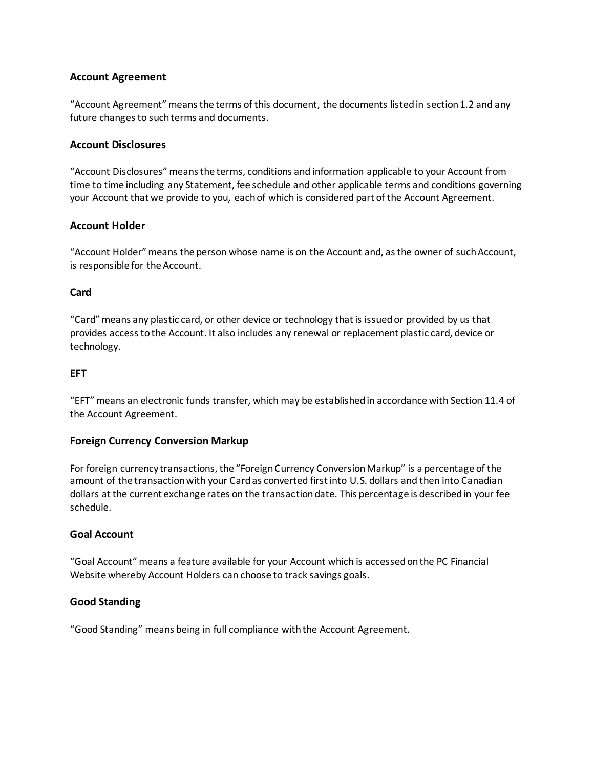### Account Agreement

“Account Agreement” means the terms of this document, the documents listed in section 1.2 and any future changes to such terms and documents.

### Account Disclosures

“Account Disclosures” means the terms, conditions and information applicable to your Account from time to time including any Statement, fee schedule and other applicable terms and conditions governing your Account that we provide to you, each of which is considered part of the Account Agreement.

### Account Holder

“Account Holder” means the person whose name is on the Account and, as the owner of such Account, is responsible for the Account.

### Card

“Card” means any plastic card, or other device or technology that is issued or provided by us that provides access to the Account. It also includes any renewal or replacement plastic card, device or technology.

### EFT

“EFT” means an electronic funds transfer, which may be established in accordance with Section 11.4 of the Account Agreement.

### Foreign Currency Conversion Markup

For foreign currency transactions, the “Foreign Currency Conversion Markup” is a percentage of the amount of the transaction with your Card as converted first into U.S. dollars and then into Canadian dollars at the current exchange rates on the transaction date. This percentage is described in your fee schedule.

### Goal Account

“Goal Account” means a feature available for your Account which is accessed on the PC Financial Website whereby Account Holders can choose to track savings goals.

### Good Standing

“Good Standing” means being in full compliance with the Account Agreement.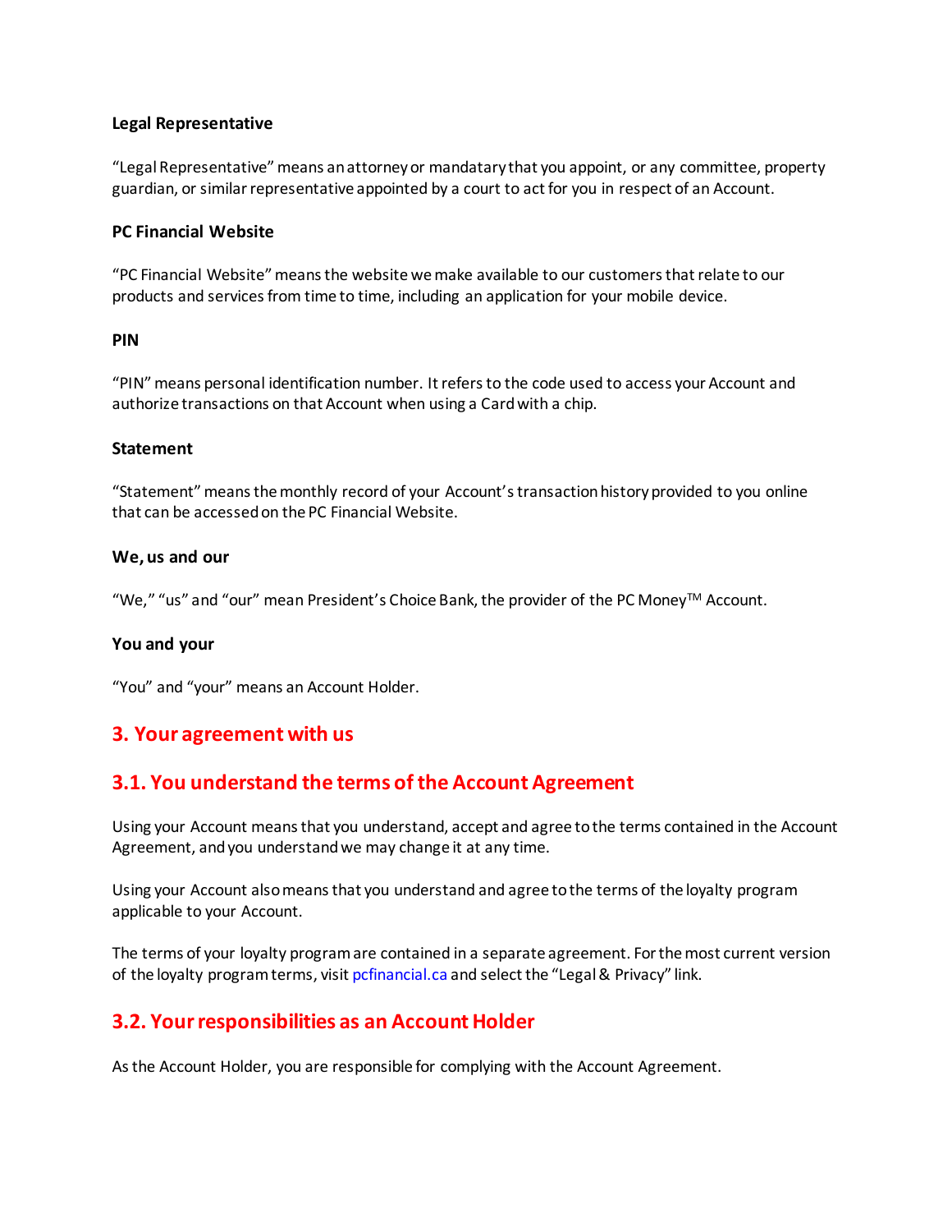**Legal Representative**

"Legal Representative" means an attorney or mandatary that you appoint, or any committee, property guardian, or similar representative appointed by a court to act for you in respect of an Account.

**PC Financial Website**

"PC Financial Website" means the website we make available to our customers that relate to our products and services from time to time, including an application for your mobile device.

**PIN**

"PIN" means personal identification number. It refers to the code used to access your Account and authorize transactions on that Account when using a Card with a chip.

**Statement**

"Statement" means the monthly record of your Account's transaction history provided to you online that can be accessed on the PC Financial Website.

**We, us and our**

"We," "us" and "our" mean President's Choice Bank, the provider of the PC Money™ Account.

**You and your**

"You" and "your" means an Account Holder.

## 3. Your agreement with us

## 3.1. You understand the terms of the Account Agreement

Using your Account means that you understand, accept and agree to the terms contained in the Account Agreement, and you understand we may change it at any time.

Using your Account also means that you understand and agree to the terms of the loyalty program applicable to your Account.

The terms of your loyalty program are contained in a separate agreement. For the most current version of the loyalty program terms, visit pcfinancial.ca and select the "Legal & Privacy" link.

## 3.2. Your responsibilities as an Account Holder

As the Account Holder, you are responsible for complying with the Account Agreement.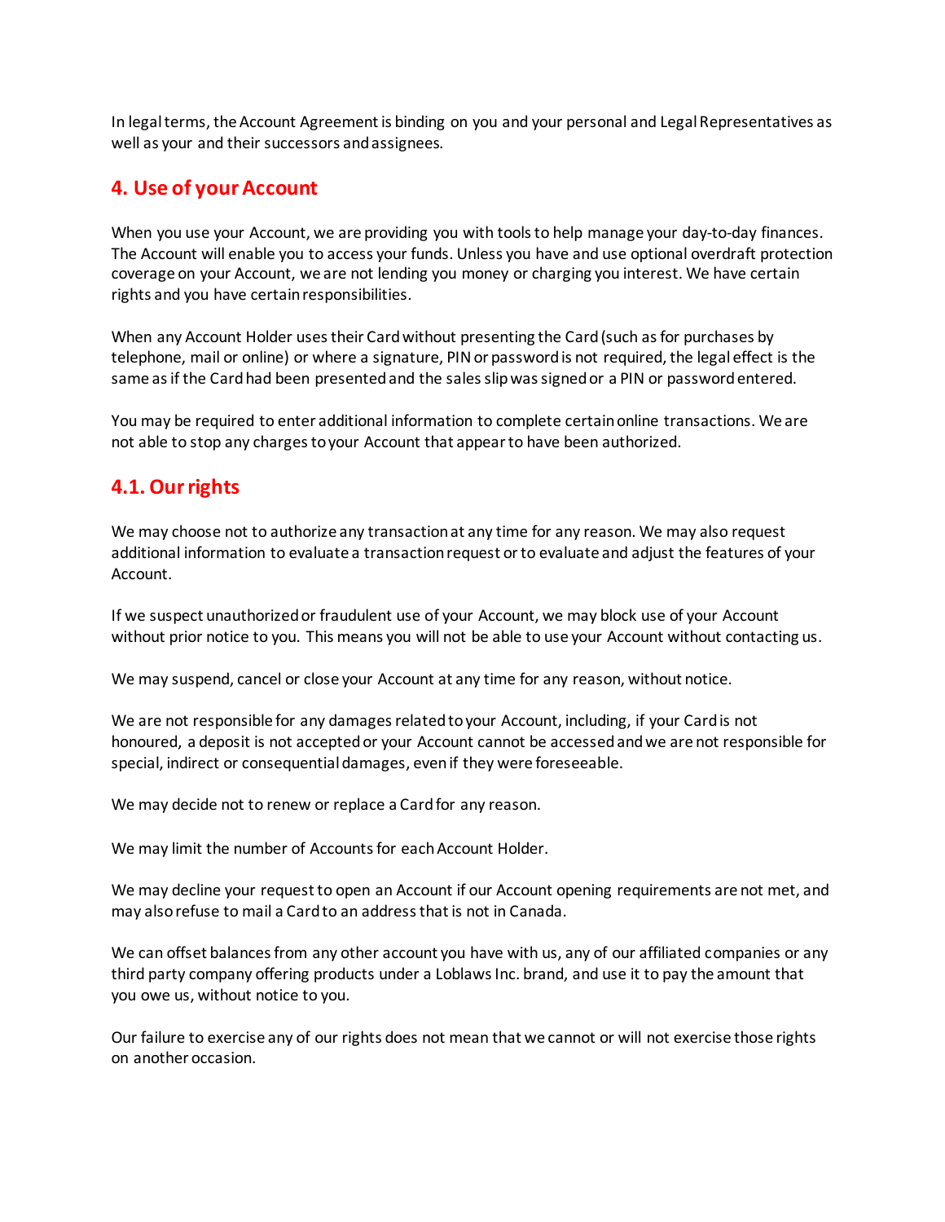In legal terms, the Account Agreement is binding on you and your personal and Legal Representatives as well as your and their successors and assignees.

## 4. Use of your Account

When you use your Account, we are providing you with tools to help manage your day-to-day finances. The Account will enable you to access your funds. Unless you have and use optional overdraft protection coverage on your Account, we are not lending you money or charging you interest. We have certain rights and you have certain responsibilities.

When any Account Holder uses their Card without presenting the Card (such as for purchases by telephone, mail or online) or where a signature, PIN or password is not required, the legal effect is the same as if the Card had been presented and the sales slip was signed or a PIN or password entered.

You may be required to enter additional information to complete certain online transactions. We are not able to stop any charges to your Account that appear to have been authorized.

### 4.1. Our rights

We may choose not to authorize any transaction at any time for any reason. We may also request additional information to evaluate a transaction request or to evaluate and adjust the features of your Account.

If we suspect unauthorized or fraudulent use of your Account, we may block use of your Account without prior notice to you. This means you will not be able to use your Account without contacting us.

We may suspend, cancel or close your Account at any time for any reason, without notice.

We are not responsible for any damages related to your Account, including, if your Card is not honoured, a deposit is not accepted or your Account cannot be accessed and we are not responsible for special, indirect or consequential damages, even if they were foreseeable.

We may decide not to renew or replace a Card for any reason.

We may limit the number of Accounts for each Account Holder.

We may decline your request to open an Account if our Account opening requirements are not met, and may also refuse to mail a Card to an address that is not in Canada.

We can offset balances from any other account you have with us, any of our affiliated companies or any third party company offering products under a Loblaws Inc. brand, and use it to pay the amount that you owe us, without notice to you.

Our failure to exercise any of our rights does not mean that we cannot or will not exercise those rights on another occasion.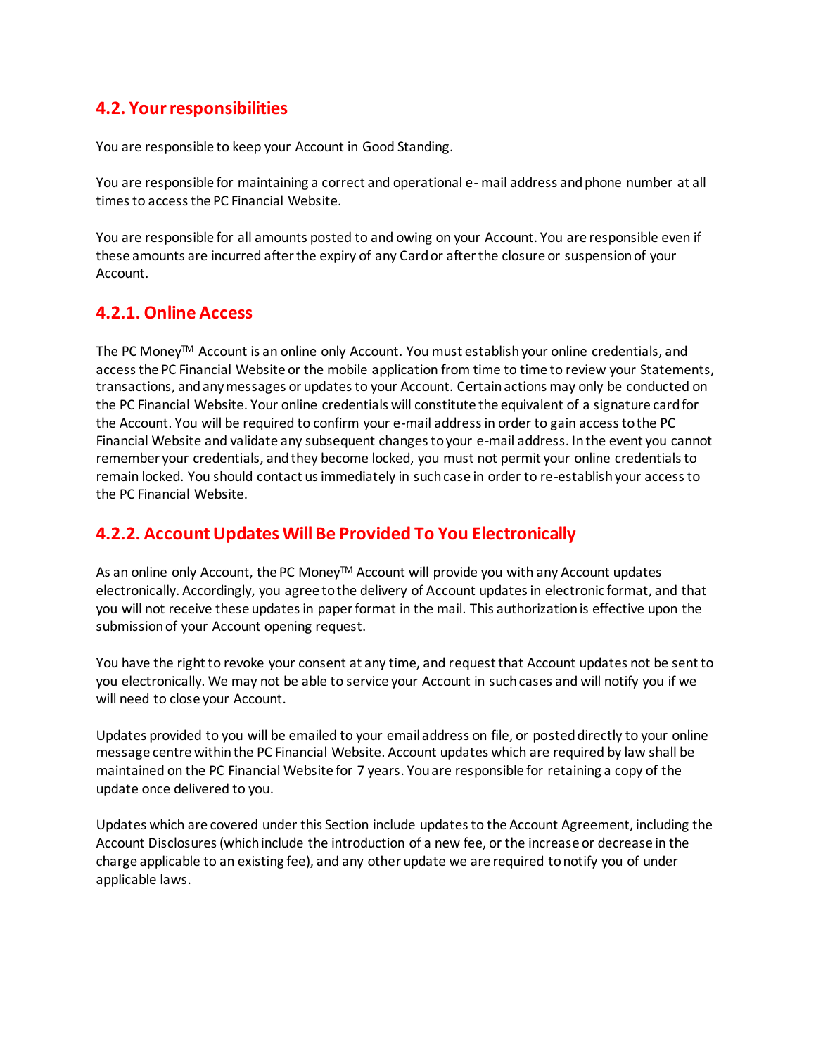## 4.2. Your responsibilities

You are responsible to keep your Account in Good Standing.

You are responsible for maintaining a correct and operational e- mail address and phone number at all times to access the PC Financial Website.

You are responsible for all amounts posted to and owing on your Account. You are responsible even if these amounts are incurred after the expiry of any Card or after the closure or suspension of your Account.

### 4.2.1. Online Access

The PC Money™ Account is an online only Account. You must establish your online credentials, and access the PC Financial Website or the mobile application from time to time to review your Statements, transactions, and any messages or updates to your Account. Certain actions may only be conducted on the PC Financial Website. Your online credentials will constitute the equivalent of a signature card for the Account. You will be required to confirm your e-mail address in order to gain access to the PC Financial Website and validate any subsequent changes to your e-mail address. In the event you cannot remember your credentials, and they become locked, you must not permit your online credentials to remain locked. You should contact us immediately in such case in order to re-establish your access to the PC Financial Website.

### 4.2.2. Account Updates Will Be Provided To You Electronically

As an online only Account, the PC Money™ Account will provide you with any Account updates electronically. Accordingly, you agree to the delivery of Account updates in electronic format, and that you will not receive these updates in paper format in the mail. This authorization is effective upon the submission of your Account opening request.

You have the right to revoke your consent at any time, and request that Account updates not be sent to you electronically. We may not be able to service your Account in such cases and will notify you if we will need to close your Account.

Updates provided to you will be emailed to your email address on file, or posted directly to your online message centre within the PC Financial Website. Account updates which are required by law shall be maintained on the PC Financial Website for 7 years. You are responsible for retaining a copy of the update once delivered to you.

Updates which are covered under this Section include updates to the Account Agreement, including the Account Disclosures (which include the introduction of a new fee, or the increase or decrease in the charge applicable to an existing fee), and any other update we are required to notify you of under applicable laws.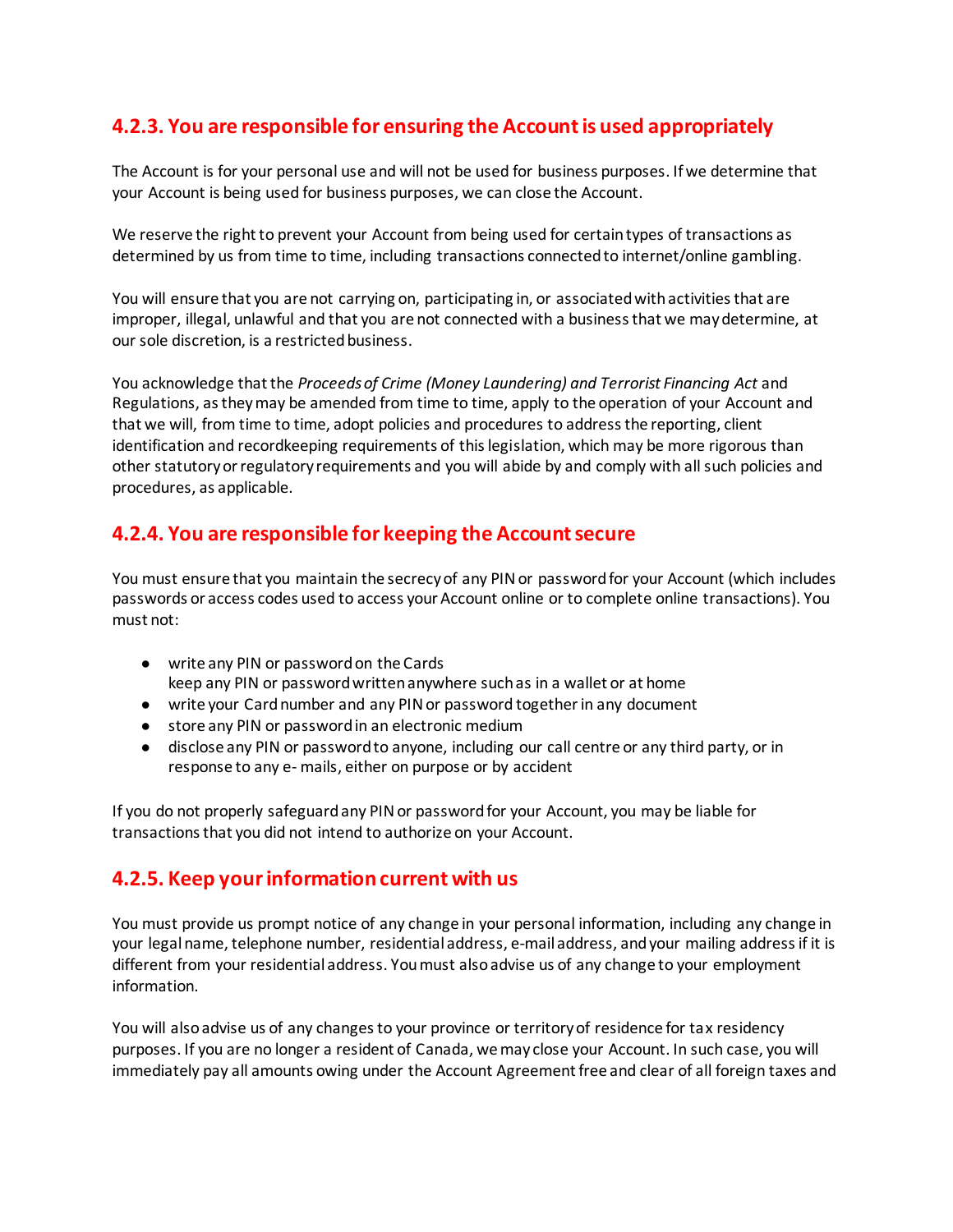### 4.2.3. You are responsible for ensuring the Account is used appropriately

The Account is for your personal use and will not be used for business purposes. If we determine that your Account is being used for business purposes, we can close the Account.

We reserve the right to prevent your Account from being used for certain types of transactions as determined by us from time to time, including transactions connected to internet/online gambling.

You will ensure that you are not carrying on, participating in, or associated with activities that are improper, illegal, unlawful and that you are not connected with a business that we may determine, at our sole discretion, is a restricted business.

You acknowledge that the *Proceeds of Crime (Money Laundering) and Terrorist Financing Act* and Regulations, as they may be amended from time to time, apply to the operation of your Account and that we will, from time to time, adopt policies and procedures to address the reporting, client identification and recordkeeping requirements of this legislation, which may be more rigorous than other statutory or regulatory requirements and you will abide by and comply with all such policies and procedures, as applicable.

### 4.2.4. You are responsible for keeping the Account secure

You must ensure that you maintain the secrecy of any PIN or password for your Account (which includes passwords or access codes used to access your Account online or to complete online transactions). You must not:

- write any PIN or password on the Cards
  keep any PIN or password written anywhere such as in a wallet or at home
- write your Card number and any PIN or password together in any document
- store any PIN or password in an electronic medium
- disclose any PIN or password to anyone, including our call centre or any third party, or in response to any e- mails, either on purpose or by accident

If you do not properly safeguard any PIN or password for your Account, you may be liable for transactions that you did not intend to authorize on your Account.

### 4.2.5. Keep your information current with us

You must provide us prompt notice of any change in your personal information, including any change in your legal name, telephone number, residential address, e-mail address, and your mailing address if it is different from your residential address. You must also advise us of any change to your employment information.

You will also advise us of any changes to your province or territory of residence for tax residency purposes. If you are no longer a resident of Canada, we may close your Account. In such case, you will immediately pay all amounts owing under the Account Agreement free and clear of all foreign taxes and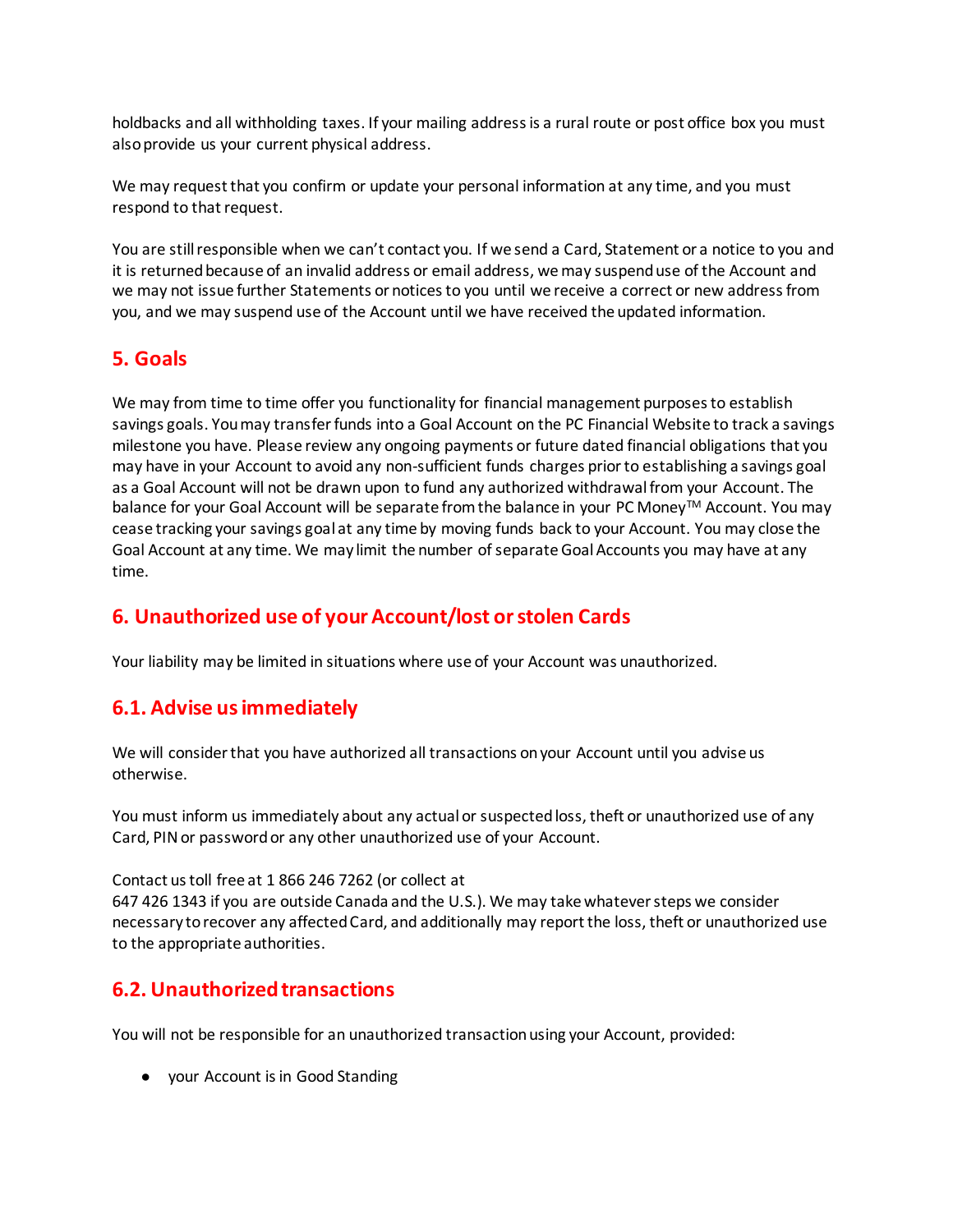holdbacks and all withholding taxes. If your mailing address is a rural route or post office box you must also provide us your current physical address.

We may request that you confirm or update your personal information at any time, and you must respond to that request.

You are still responsible when we can't contact you. If we send a Card, Statement or a notice to you and it is returned because of an invalid address or email address, we may suspend use of the Account and we may not issue further Statements or notices to you until we receive a correct or new address from you, and we may suspend use of the Account until we have received the updated information.

## 5. Goals

We may from time to time offer you functionality for financial management purposes to establish savings goals. You may transfer funds into a Goal Account on the PC Financial Website to track a savings milestone you have. Please review any ongoing payments or future dated financial obligations that you may have in your Account to avoid any non-sufficient funds charges prior to establishing a savings goal as a Goal Account will not be drawn upon to fund any authorized withdrawal from your Account. The balance for your Goal Account will be separate from the balance in your PC Money™ Account. You may cease tracking your savings goal at any time by moving funds back to your Account. You may close the Goal Account at any time. We may limit the number of separate Goal Accounts you may have at any time.

## 6. Unauthorized use of your Account/lost or stolen Cards

Your liability may be limited in situations where use of your Account was unauthorized.

## 6.1. Advise us immediately

We will consider that you have authorized all transactions on your Account until you advise us otherwise.

You must inform us immediately about any actual or suspected loss, theft or unauthorized use of any Card, PIN or password or any other unauthorized use of your Account.

Contact us toll free at 1 866 246 7262 (or collect at 647 426 1343 if you are outside Canada and the U.S.). We may take whatever steps we consider necessary to recover any affected Card, and additionally may report the loss, theft or unauthorized use to the appropriate authorities.

## 6.2. Unauthorized transactions

You will not be responsible for an unauthorized transaction using your Account, provided:

- your Account is in Good Standing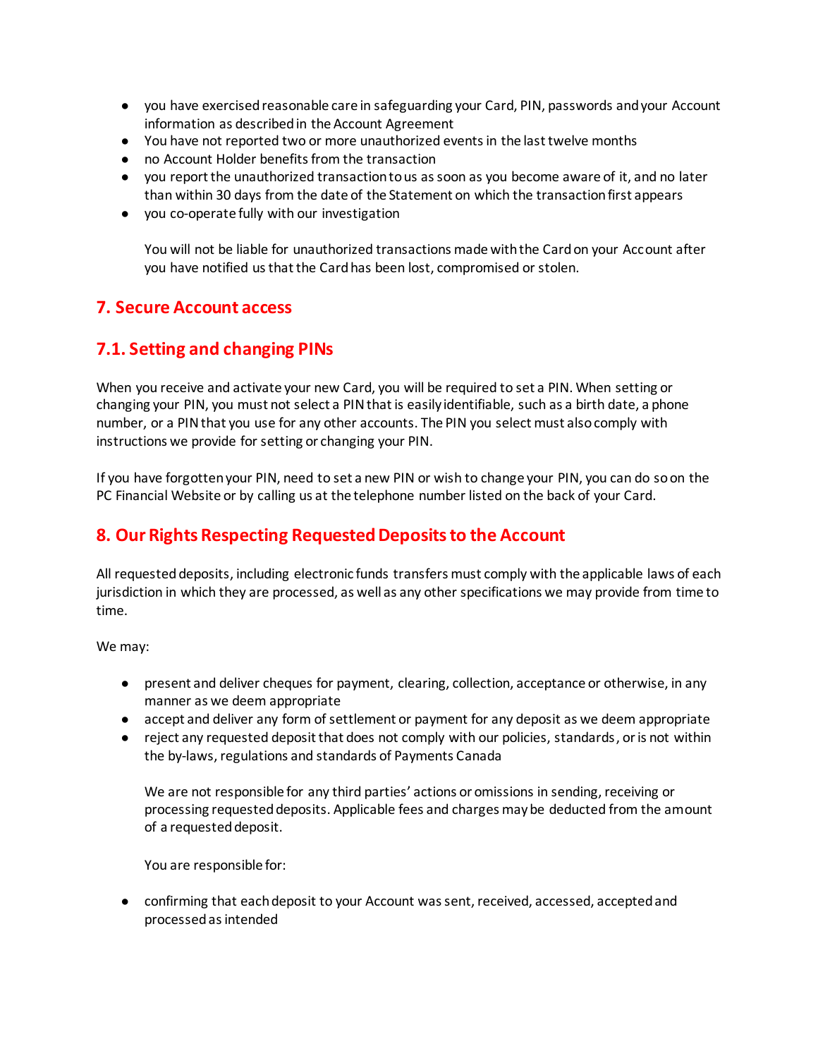- you have exercised reasonable care in safeguarding your Card, PIN, passwords and your Account information as described in the Account Agreement
- You have not reported two or more unauthorized events in the last twelve months
- no Account Holder benefits from the transaction
- you report the unauthorized transaction to us as soon as you become aware of it, and no later than within 30 days from the date of the Statement on which the transaction first appears
- you co-operate fully with our investigation

  You will not be liable for unauthorized transactions made with the Card on your Account after you have notified us that the Card has been lost, compromised or stolen.

## 7. Secure Account access

## 7.1. Setting and changing PINs

When you receive and activate your new Card, you will be required to set a PIN. When setting or changing your PIN, you must not select a PIN that is easily identifiable, such as a birth date, a phone number, or a PIN that you use for any other accounts. The PIN you select must also comply with instructions we provide for setting or changing your PIN.

If you have forgotten your PIN, need to set a new PIN or wish to change your PIN, you can do so on the PC Financial Website or by calling us at the telephone number listed on the back of your Card.

## 8. Our Rights Respecting Requested Deposits to the Account

All requested deposits, including electronic funds transfers must comply with the applicable laws of each jurisdiction in which they are processed, as well as any other specifications we may provide from time to time.

We may:

- present and deliver cheques for payment, clearing, collection, acceptance or otherwise, in any manner as we deem appropriate
- accept and deliver any form of settlement or payment for any deposit as we deem appropriate
- reject any requested deposit that does not comply with our policies, standards, or is not within the by-laws, regulations and standards of Payments Canada

  We are not responsible for any third parties' actions or omissions in sending, receiving or processing requested deposits. Applicable fees and charges may be deducted from the amount of a requested deposit.

  You are responsible for:

- confirming that each deposit to your Account was sent, received, accessed, accepted and processed as intended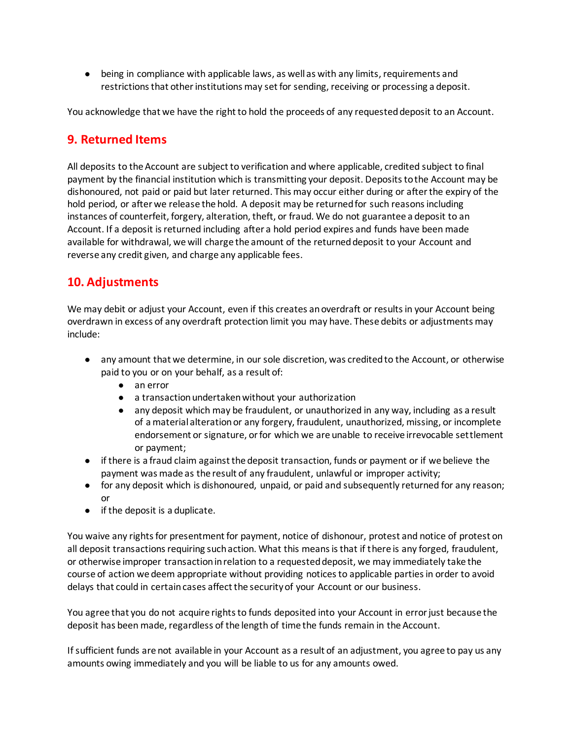- being in compliance with applicable laws, as well as with any limits, requirements and restrictions that other institutions may set for sending, receiving or processing a deposit.

You acknowledge that we have the right to hold the proceeds of any requested deposit to an Account.

## 9. Returned Items

All deposits to the Account are subject to verification and where applicable, credited subject to final payment by the financial institution which is transmitting your deposit. Deposits to the Account may be dishonoured, not paid or paid but later returned. This may occur either during or after the expiry of the hold period, or after we release the hold. A deposit may be returned for such reasons including instances of counterfeit, forgery, alteration, theft, or fraud. We do not guarantee a deposit to an Account. If a deposit is returned including after a hold period expires and funds have been made available for withdrawal, we will charge the amount of the returned deposit to your Account and reverse any credit given, and charge any applicable fees.

## 10. Adjustments

We may debit or adjust your Account, even if this creates an overdraft or results in your Account being overdrawn in excess of any overdraft protection limit you may have. These debits or adjustments may include:

- any amount that we determine, in our sole discretion, was credited to the Account, or otherwise paid to you or on your behalf, as a result of:
  - an error
  - a transaction undertaken without your authorization
  - any deposit which may be fraudulent, or unauthorized in any way, including as a result of a material alteration or any forgery, fraudulent, unauthorized, missing, or incomplete endorsement or signature, or for which we are unable to receive irrevocable settlement or payment;
- if there is a fraud claim against the deposit transaction, funds or payment or if we believe the payment was made as the result of any fraudulent, unlawful or improper activity;
- for any deposit which is dishonoured, unpaid, or paid and subsequently returned for any reason; or
- if the deposit is a duplicate.

You waive any rights for presentment for payment, notice of dishonour, protest and notice of protest on all deposit transactions requiring such action. What this means is that if there is any forged, fraudulent, or otherwise improper transaction in relation to a requested deposit, we may immediately take the course of action we deem appropriate without providing notices to applicable parties in order to avoid delays that could in certain cases affect the security of your Account or our business.

You agree that you do not acquire rights to funds deposited into your Account in error just because the deposit has been made, regardless of the length of time the funds remain in the Account.

If sufficient funds are not available in your Account as a result of an adjustment, you agree to pay us any amounts owing immediately and you will be liable to us for any amounts owed.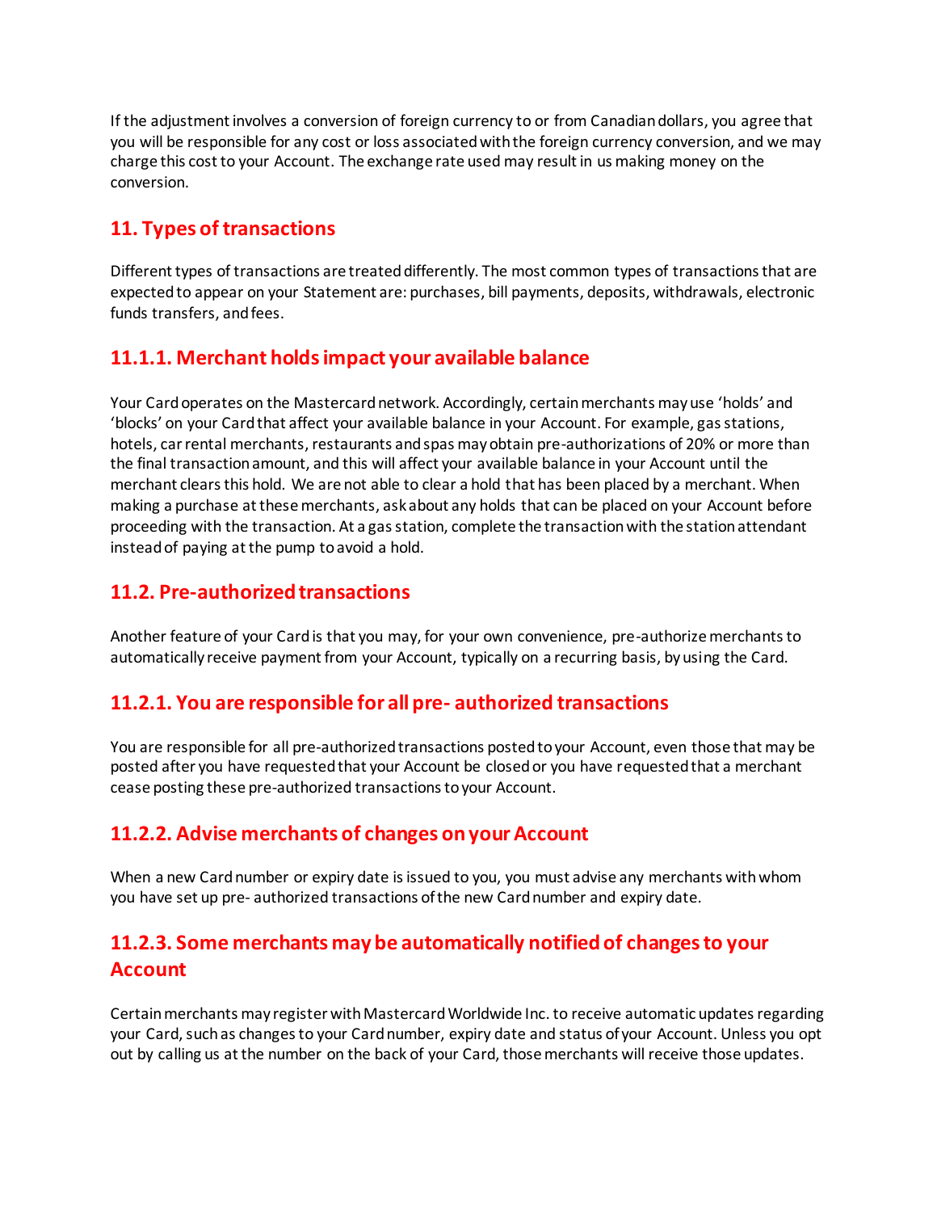If the adjustment involves a conversion of foreign currency to or from Canadian dollars, you agree that you will be responsible for any cost or loss associated with the foreign currency conversion, and we may charge this cost to your Account. The exchange rate used may result in us making money on the conversion.

## 11. Types of transactions

Different types of transactions are treated differently. The most common types of transactions that are expected to appear on your Statement are: purchases, bill payments, deposits, withdrawals, electronic funds transfers, and fees.

### 11.1.1. Merchant holds impact your available balance

Your Card operates on the Mastercard network. Accordingly, certain merchants may use 'holds' and 'blocks' on your Card that affect your available balance in your Account. For example, gas stations, hotels, car rental merchants, restaurants and spas may obtain pre-authorizations of 20% or more than the final transaction amount, and this will affect your available balance in your Account until the merchant clears this hold. We are not able to clear a hold that has been placed by a merchant. When making a purchase at these merchants, ask about any holds that can be placed on your Account before proceeding with the transaction. At a gas station, complete the transaction with the station attendant instead of paying at the pump to avoid a hold.

## 11.2. Pre-authorized transactions

Another feature of your Card is that you may, for your own convenience, pre-authorize merchants to automatically receive payment from your Account, typically on a recurring basis, by using the Card.

### 11.2.1. You are responsible for all pre- authorized transactions

You are responsible for all pre-authorized transactions posted to your Account, even those that may be posted after you have requested that your Account be closed or you have requested that a merchant cease posting these pre-authorized transactions to your Account.

### 11.2.2. Advise merchants of changes on your Account

When a new Card number or expiry date is issued to you, you must advise any merchants with whom you have set up pre- authorized transactions of the new Card number and expiry date.

### 11.2.3. Some merchants may be automatically notified of changes to your Account

Certain merchants may register with Mastercard Worldwide Inc. to receive automatic updates regarding your Card, such as changes to your Card number, expiry date and status of your Account. Unless you opt out by calling us at the number on the back of your Card, those merchants will receive those updates.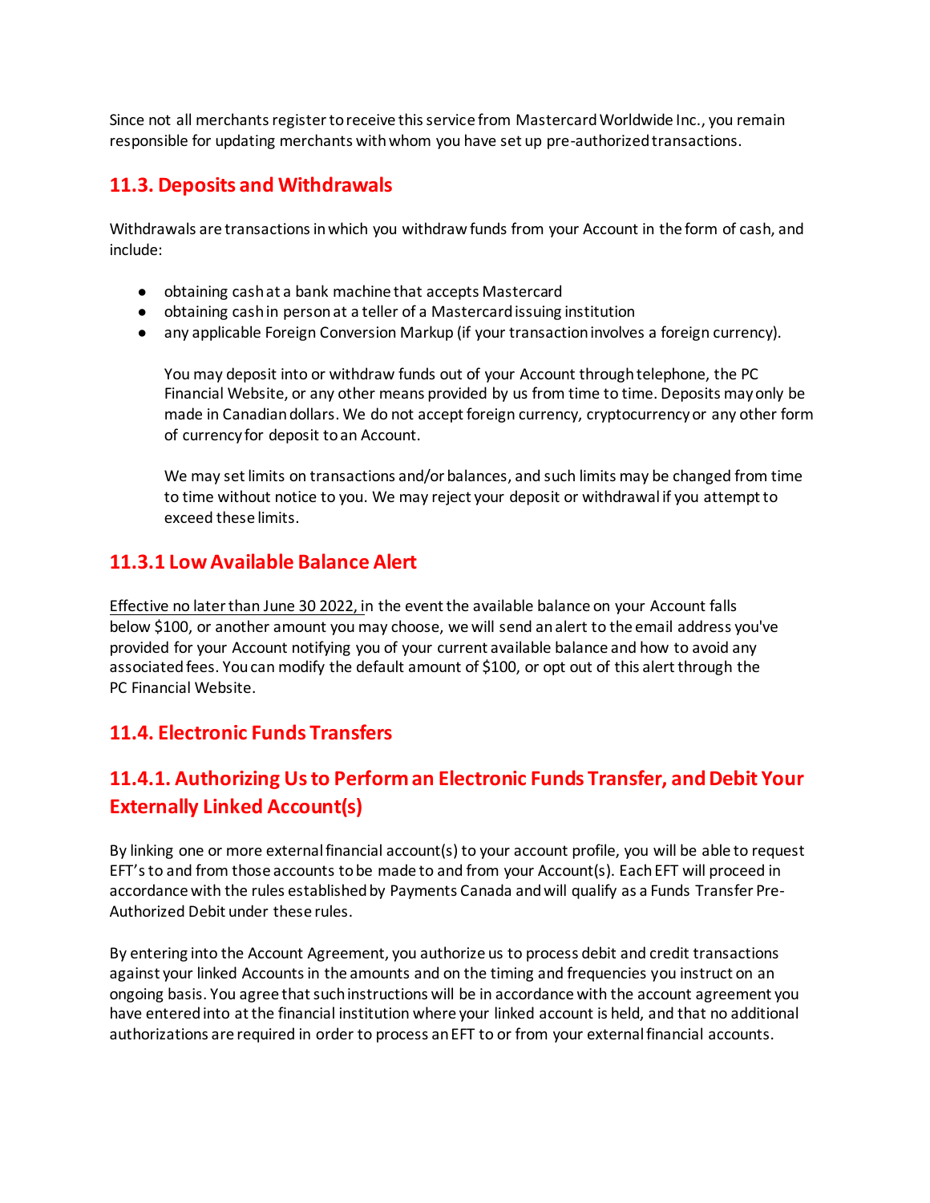Since not all merchants register to receive this service from Mastercard Worldwide Inc., you remain responsible for updating merchants with whom you have set up pre-authorized transactions.

## 11.3. Deposits and Withdrawals

Withdrawals are transactions in which you withdraw funds from your Account in the form of cash, and include:

- obtaining cash at a bank machine that accepts Mastercard
- obtaining cash in person at a teller of a Mastercard issuing institution
- any applicable Foreign Conversion Markup (if your transaction involves a foreign currency).

  You may deposit into or withdraw funds out of your Account through telephone, the PC Financial Website, or any other means provided by us from time to time. Deposits may only be made in Canadian dollars. We do not accept foreign currency, cryptocurrency or any other form of currency for deposit to an Account.

  We may set limits on transactions and/or balances, and such limits may be changed from time to time without notice to you. We may reject your deposit or withdrawal if you attempt to exceed these limits.

## 11.3.1 Low Available Balance Alert

Effective no later than June 30 2022, in the event the available balance on your Account falls below $100, or another amount you may choose, we will send an alert to the email address you've provided for your Account notifying you of your current available balance and how to avoid any associated fees. You can modify the default amount of $100, or opt out of this alert through the PC Financial Website.

## 11.4. Electronic Funds Transfers

## 11.4.1. Authorizing Us to Perform an Electronic Funds Transfer, and Debit Your Externally Linked Account(s)

By linking one or more external financial account(s) to your account profile, you will be able to request EFT's to and from those accounts to be made to and from your Account(s). Each EFT will proceed in accordance with the rules established by Payments Canada and will qualify as a Funds Transfer Pre-Authorized Debit under these rules.

By entering into the Account Agreement, you authorize us to process debit and credit transactions against your linked Accounts in the amounts and on the timing and frequencies you instruct on an ongoing basis. You agree that such instructions will be in accordance with the account agreement you have entered into at the financial institution where your linked account is held, and that no additional authorizations are required in order to process an EFT to or from your external financial accounts.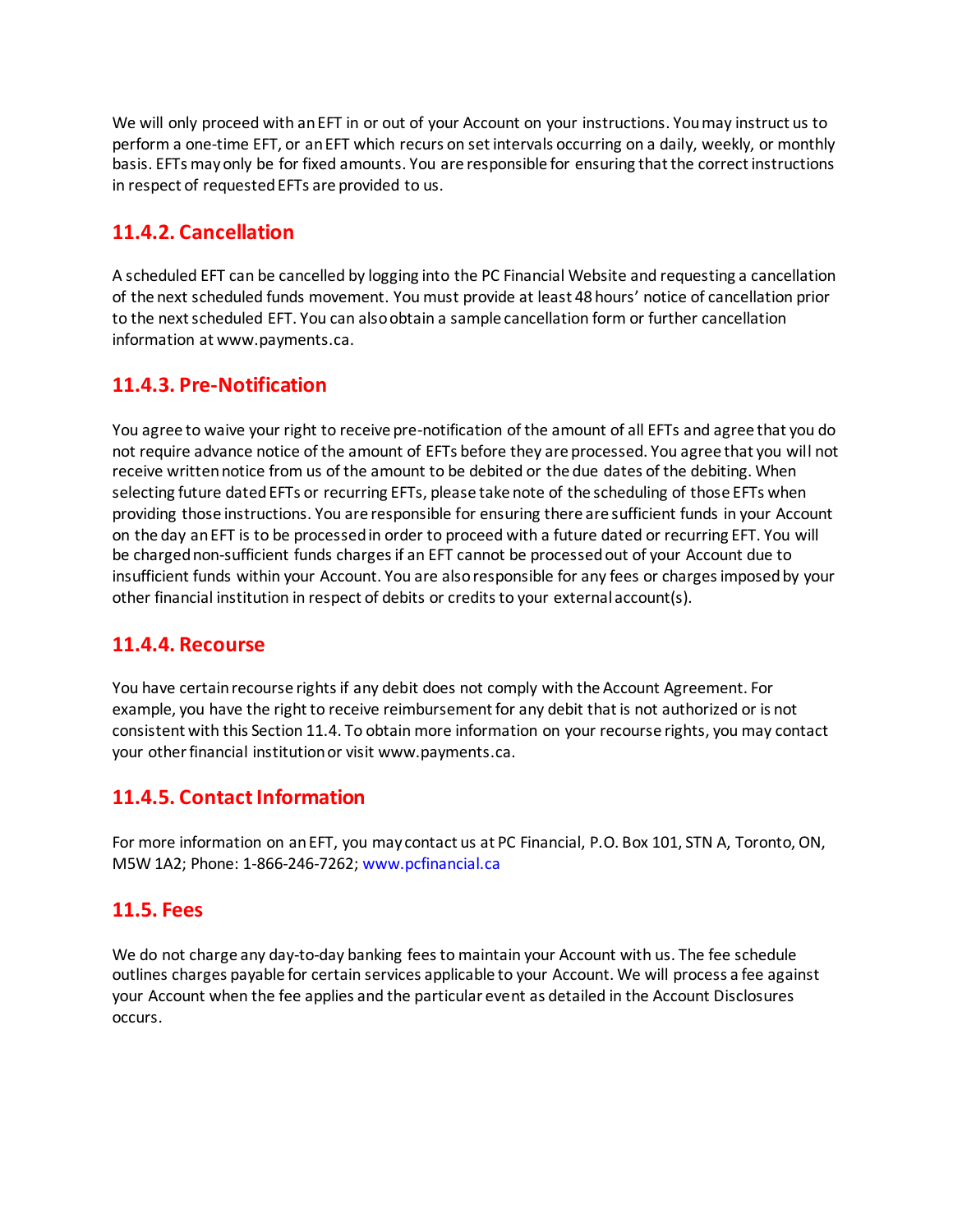We will only proceed with an EFT in or out of your Account on your instructions. You may instruct us to perform a one-time EFT, or an EFT which recurs on set intervals occurring on a daily, weekly, or monthly basis. EFTs may only be for fixed amounts. You are responsible for ensuring that the correct instructions in respect of requested EFTs are provided to us.

### 11.4.2. Cancellation

A scheduled EFT can be cancelled by logging into the PC Financial Website and requesting a cancellation of the next scheduled funds movement. You must provide at least 48 hours' notice of cancellation prior to the next scheduled EFT. You can also obtain a sample cancellation form or further cancellation information at www.payments.ca.

### 11.4.3. Pre-Notification

You agree to waive your right to receive pre-notification of the amount of all EFTs and agree that you do not require advance notice of the amount of EFTs before they are processed. You agree that you will not receive written notice from us of the amount to be debited or the due dates of the debiting. When selecting future dated EFTs or recurring EFTs, please take note of the scheduling of those EFTs when providing those instructions. You are responsible for ensuring there are sufficient funds in your Account on the day an EFT is to be processed in order to proceed with a future dated or recurring EFT. You will be charged non-sufficient funds charges if an EFT cannot be processed out of your Account due to insufficient funds within your Account. You are also responsible for any fees or charges imposed by your other financial institution in respect of debits or credits to your external account(s).

### 11.4.4. Recourse

You have certain recourse rights if any debit does not comply with the Account Agreement. For example, you have the right to receive reimbursement for any debit that is not authorized or is not consistent with this Section 11.4. To obtain more information on your recourse rights, you may contact your other financial institution or visit www.payments.ca.

### 11.4.5. Contact Information

For more information on an EFT, you may contact us at PC Financial, P.O. Box 101, STN A, Toronto, ON, M5W 1A2; Phone: 1-866-246-7262; www.pcfinancial.ca

## 11.5. Fees

We do not charge any day-to-day banking fees to maintain your Account with us. The fee schedule outlines charges payable for certain services applicable to your Account. We will process a fee against your Account when the fee applies and the particular event as detailed in the Account Disclosures occurs.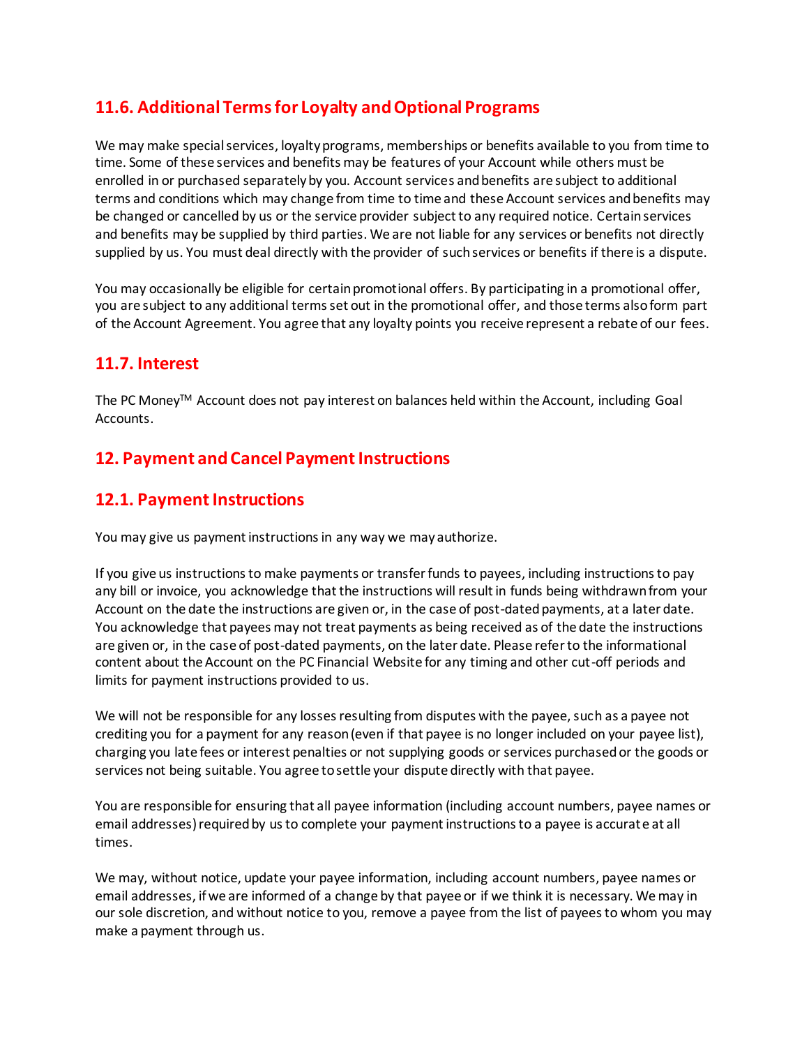## 11.6. Additional Terms for Loyalty and Optional Programs

We may make special services, loyalty programs, memberships or benefits available to you from time to time. Some of these services and benefits may be features of your Account while others must be enrolled in or purchased separately by you. Account services and benefits are subject to additional terms and conditions which may change from time to time and these Account services and benefits may be changed or cancelled by us or the service provider subject to any required notice. Certain services and benefits may be supplied by third parties. We are not liable for any services or benefits not directly supplied by us. You must deal directly with the provider of such services or benefits if there is a dispute.

You may occasionally be eligible for certain promotional offers. By participating in a promotional offer, you are subject to any additional terms set out in the promotional offer, and those terms also form part of the Account Agreement. You agree that any loyalty points you receive represent a rebate of our fees.

## 11.7. Interest

The PC Money™ Account does not pay interest on balances held within the Account, including Goal Accounts.

# 12. Payment and Cancel Payment Instructions

## 12.1. Payment Instructions

You may give us payment instructions in any way we may authorize.

If you give us instructions to make payments or transfer funds to payees, including instructions to pay any bill or invoice, you acknowledge that the instructions will result in funds being withdrawn from your Account on the date the instructions are given or, in the case of post-dated payments, at a later date. You acknowledge that payees may not treat payments as being received as of the date the instructions are given or, in the case of post-dated payments, on the later date. Please refer to the informational content about the Account on the PC Financial Website for any timing and other cut-off periods and limits for payment instructions provided to us.

We will not be responsible for any losses resulting from disputes with the payee, such as a payee not crediting you for a payment for any reason (even if that payee is no longer included on your payee list), charging you late fees or interest penalties or not supplying goods or services purchased or the goods or services not being suitable. You agree to settle your dispute directly with that payee.

You are responsible for ensuring that all payee information (including account numbers, payee names or email addresses) required by us to complete your payment instructions to a payee is accurate at all times.

We may, without notice, update your payee information, including account numbers, payee names or email addresses, if we are informed of a change by that payee or if we think it is necessary. We may in our sole discretion, and without notice to you, remove a payee from the list of payees to whom you may make a payment through us.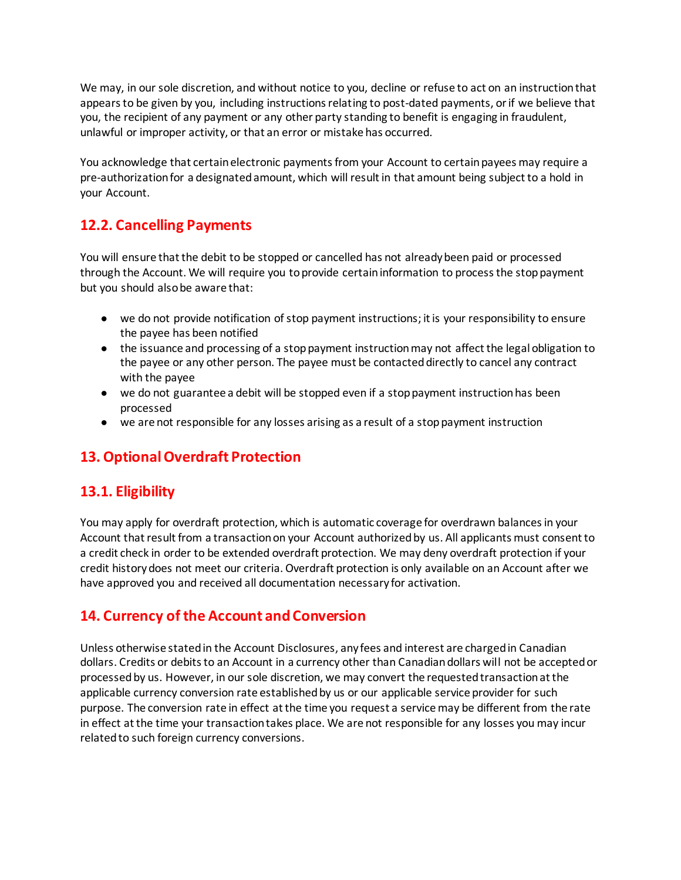We may, in our sole discretion, and without notice to you, decline or refuse to act on an instruction that appears to be given by you, including instructions relating to post-dated payments, or if we believe that you, the recipient of any payment or any other party standing to benefit is engaging in fraudulent, unlawful or improper activity, or that an error or mistake has occurred.

You acknowledge that certain electronic payments from your Account to certain payees may require a pre-authorization for a designated amount, which will result in that amount being subject to a hold in your Account.

## 12.2. Cancelling Payments

You will ensure that the debit to be stopped or cancelled has not already been paid or processed through the Account. We will require you to provide certain information to process the stop payment but you should also be aware that:

- we do not provide notification of stop payment instructions; it is your responsibility to ensure the payee has been notified
- the issuance and processing of a stop payment instruction may not affect the legal obligation to the payee or any other person. The payee must be contacted directly to cancel any contract with the payee
- we do not guarantee a debit will be stopped even if a stop payment instruction has been processed
- we are not responsible for any losses arising as a result of a stop payment instruction

## 13. Optional Overdraft Protection

## 13.1. Eligibility

You may apply for overdraft protection, which is automatic coverage for overdrawn balances in your Account that result from a transaction on your Account authorized by us. All applicants must consent to a credit check in order to be extended overdraft protection. We may deny overdraft protection if your credit history does not meet our criteria. Overdraft protection is only available on an Account after we have approved you and received all documentation necessary for activation.

## 14. Currency of the Account and Conversion

Unless otherwise stated in the Account Disclosures, any fees and interest are charged in Canadian dollars. Credits or debits to an Account in a currency other than Canadian dollars will not be accepted or processed by us. However, in our sole discretion, we may convert the requested transaction at the applicable currency conversion rate established by us or our applicable service provider for such purpose. The conversion rate in effect at the time you request a service may be different from the rate in effect at the time your transaction takes place. We are not responsible for any losses you may incur related to such foreign currency conversions.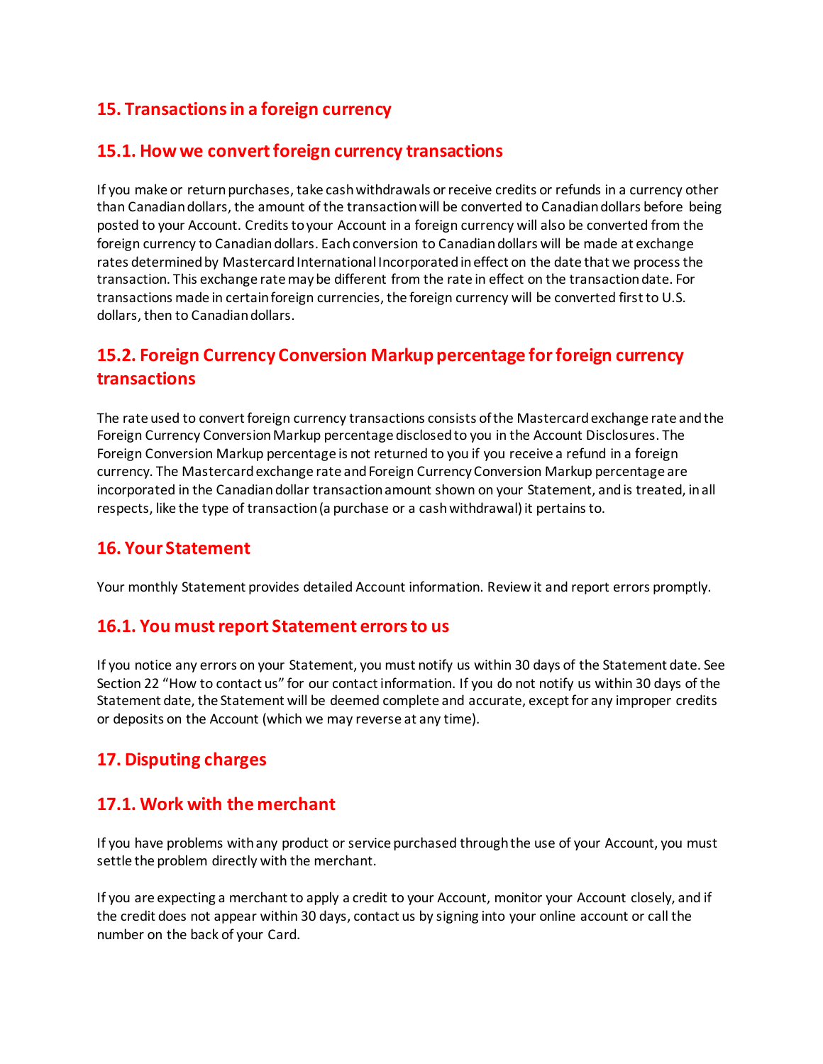## 15. Transactions in a foreign currency

### 15.1. How we convert foreign currency transactions

If you make or return purchases, take cash withdrawals or receive credits or refunds in a currency other than Canadian dollars, the amount of the transaction will be converted to Canadian dollars before being posted to your Account. Credits to your Account in a foreign currency will also be converted from the foreign currency to Canadian dollars. Each conversion to Canadian dollars will be made at exchange rates determined by Mastercard International Incorporated in effect on the date that we process the transaction. This exchange rate may be different from the rate in effect on the transaction date. For transactions made in certain foreign currencies, the foreign currency will be converted first to U.S. dollars, then to Canadian dollars.

### 15.2. Foreign Currency Conversion Markup percentage for foreign currency transactions

The rate used to convert foreign currency transactions consists of the Mastercard exchange rate and the Foreign Currency Conversion Markup percentage disclosed to you in the Account Disclosures. The Foreign Conversion Markup percentage is not returned to you if you receive a refund in a foreign currency. The Mastercard exchange rate and Foreign Currency Conversion Markup percentage are incorporated in the Canadian dollar transaction amount shown on your Statement, and is treated, in all respects, like the type of transaction (a purchase or a cash withdrawal) it pertains to.

## 16. Your Statement

Your monthly Statement provides detailed Account information. Review it and report errors promptly.

### 16.1. You must report Statement errors to us

If you notice any errors on your Statement, you must notify us within 30 days of the Statement date. See Section 22 “How to contact us” for our contact information. If you do not notify us within 30 days of the Statement date, the Statement will be deemed complete and accurate, except for any improper credits or deposits on the Account (which we may reverse at any time).

## 17. Disputing charges

### 17.1. Work with the merchant

If you have problems with any product or service purchased through the use of your Account, you must settle the problem directly with the merchant.

If you are expecting a merchant to apply a credit to your Account, monitor your Account closely, and if the credit does not appear within 30 days, contact us by signing into your online account or call the number on the back of your Card.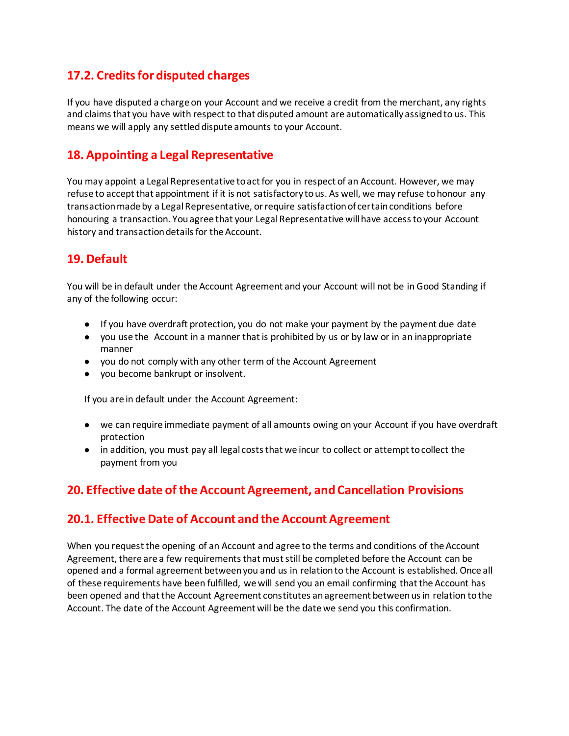## 17.2. Credits for disputed charges

If you have disputed a charge on your Account and we receive a credit from the merchant, any rights and claims that you have with respect to that disputed amount are automatically assigned to us. This means we will apply any settled dispute amounts to your Account.

## 18. Appointing a Legal Representative

You may appoint a Legal Representative to act for you in respect of an Account. However, we may refuse to accept that appointment if it is not satisfactory to us. As well, we may refuse to honour any transaction made by a Legal Representative, or require satisfaction of certain conditions before honouring a transaction. You agree that your Legal Representative will have access to your Account history and transaction details for the Account.

## 19. Default

You will be in default under the Account Agreement and your Account will not be in Good Standing if any of the following occur:

- If you have overdraft protection, you do not make your payment by the payment due date
- you use the Account in a manner that is prohibited by us or by law or in an inappropriate manner
- you do not comply with any other term of the Account Agreement
- you become bankrupt or insolvent.

If you are in default under the Account Agreement:

- we can require immediate payment of all amounts owing on your Account if you have overdraft protection
- in addition, you must pay all legal costs that we incur to collect or attempt to collect the payment from you

## 20. Effective date of the Account Agreement, and Cancellation Provisions

## 20.1. Effective Date of Account and the Account Agreement

When you request the opening of an Account and agree to the terms and conditions of the Account Agreement, there are a few requirements that must still be completed before the Account can be opened and a formal agreement between you and us in relation to the Account is established. Once all of these requirements have been fulfilled, we will send you an email confirming that the Account has been opened and that the Account Agreement constitutes an agreement between us in relation to the Account. The date of the Account Agreement will be the date we send you this confirmation.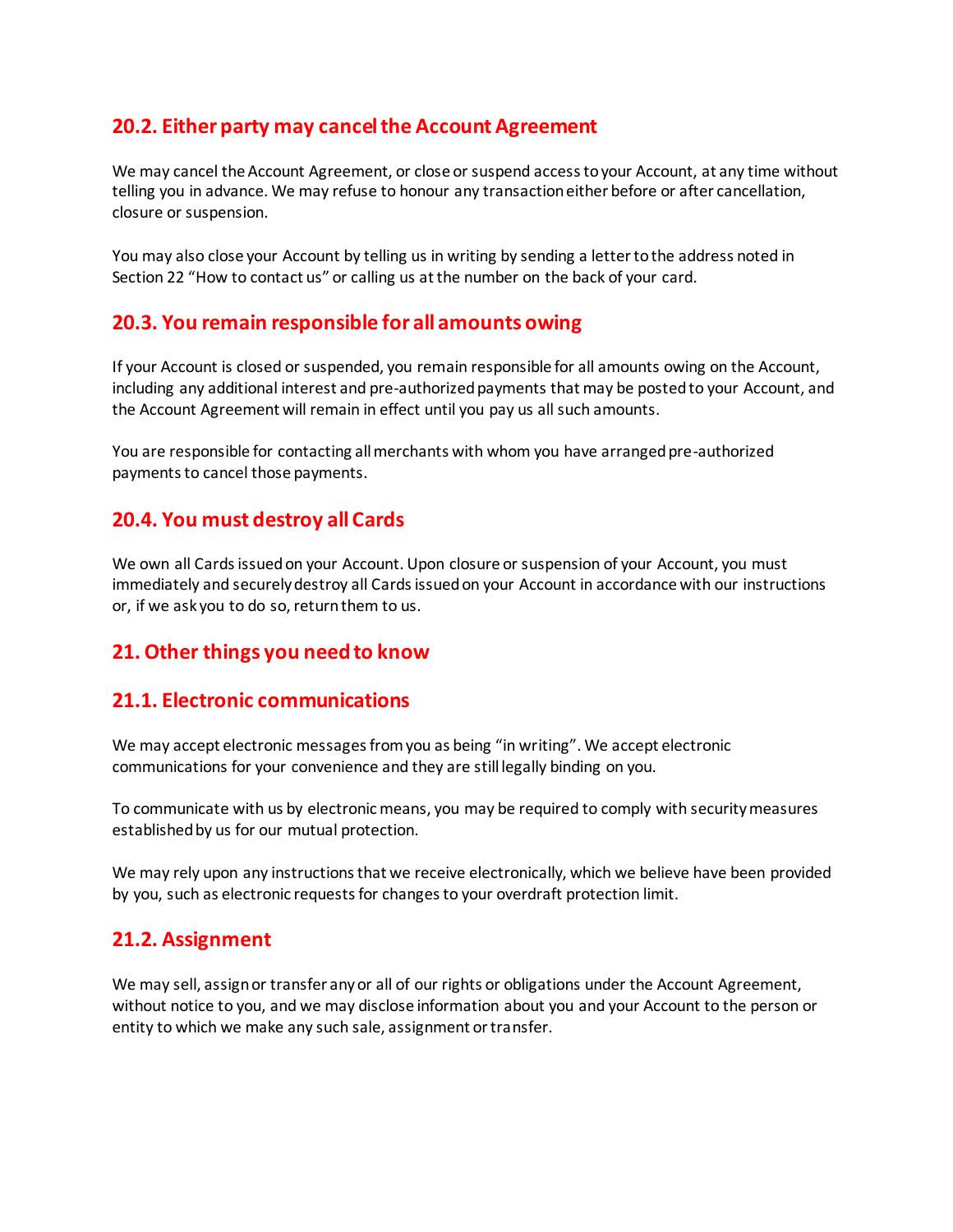### 20.2. Either party may cancel the Account Agreement

We may cancel the Account Agreement, or close or suspend access to your Account, at any time without telling you in advance. We may refuse to honour any transaction either before or after cancellation, closure or suspension.

You may also close your Account by telling us in writing by sending a letter to the address noted in Section 22 "How to contact us" or calling us at the number on the back of your card.

### 20.3. You remain responsible for all amounts owing

If your Account is closed or suspended, you remain responsible for all amounts owing on the Account, including any additional interest and pre-authorized payments that may be posted to your Account, and the Account Agreement will remain in effect until you pay us all such amounts.

You are responsible for contacting all merchants with whom you have arranged pre-authorized payments to cancel those payments.

### 20.4. You must destroy all Cards

We own all Cards issued on your Account. Upon closure or suspension of your Account, you must immediately and securely destroy all Cards issued on your Account in accordance with our instructions or, if we ask you to do so, return them to us.

## 21. Other things you need to know

### 21.1. Electronic communications

We may accept electronic messages from you as being "in writing". We accept electronic communications for your convenience and they are still legally binding on you.

To communicate with us by electronic means, you may be required to comply with security measures established by us for our mutual protection.

We may rely upon any instructions that we receive electronically, which we believe have been provided by you, such as electronic requests for changes to your overdraft protection limit.

### 21.2. Assignment

We may sell, assign or transfer any or all of our rights or obligations under the Account Agreement, without notice to you, and we may disclose information about you and your Account to the person or entity to which we make any such sale, assignment or transfer.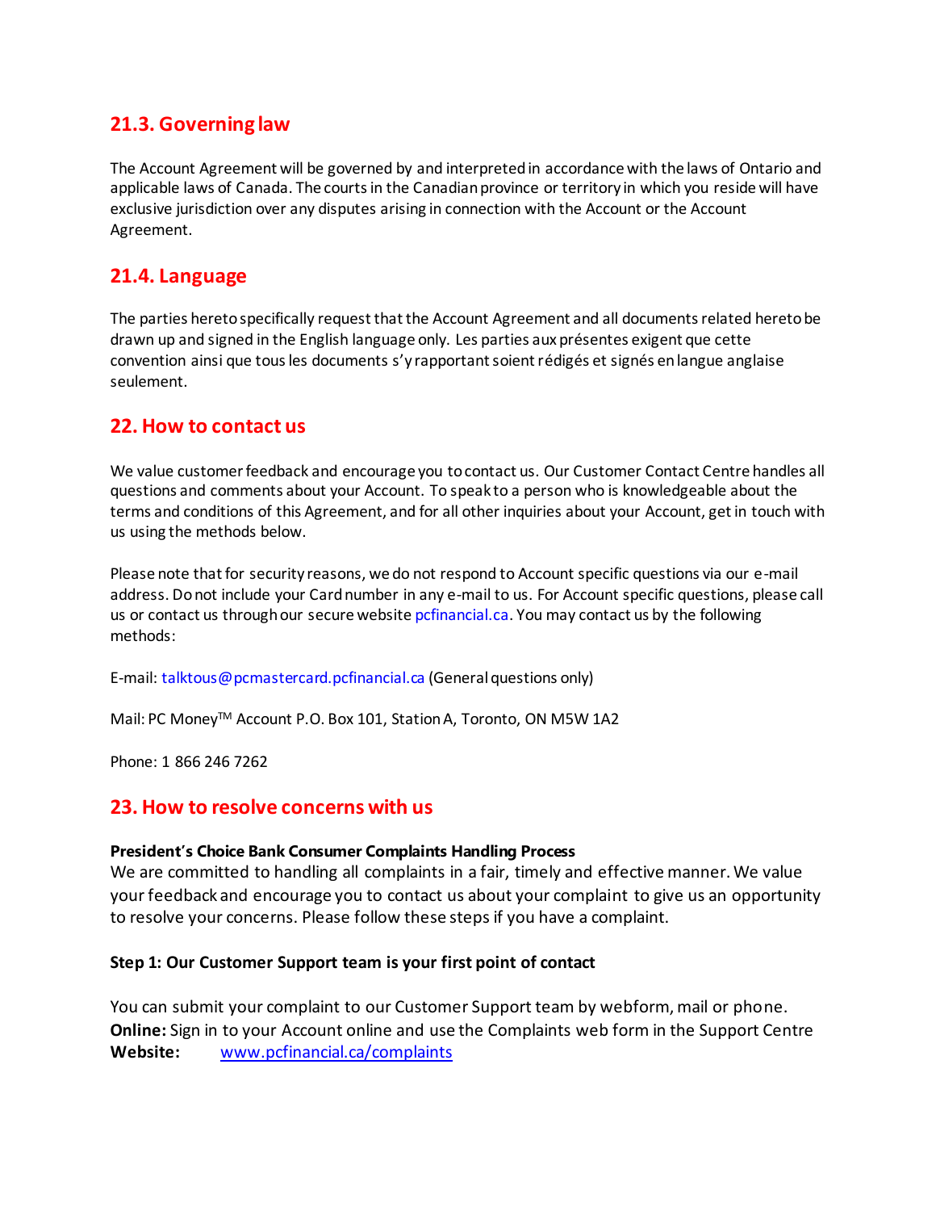## 21.3. Governing law

The Account Agreement will be governed by and interpreted in accordance with the laws of Ontario and applicable laws of Canada. The courts in the Canadian province or territory in which you reside will have exclusive jurisdiction over any disputes arising in connection with the Account or the Account Agreement.

## 21.4. Language

The parties hereto specifically request that the Account Agreement and all documents related hereto be drawn up and signed in the English language only. Les parties aux présentes exigent que cette convention ainsi que tous les documents s'y rapportant soient rédigés et signés en langue anglaise seulement.

# 22. How to contact us

We value customer feedback and encourage you to contact us. Our Customer Contact Centre handles all questions and comments about your Account. To speak to a person who is knowledgeable about the terms and conditions of this Agreement, and for all other inquiries about your Account, get in touch with us using the methods below.

Please note that for security reasons, we do not respond to Account specific questions via our e-mail address. Do not include your Card number in any e-mail to us. For Account specific questions, please call us or contact us through our secure website pcfinancial.ca. You may contact us by the following methods:

E-mail: talktous@pcmastercard.pcfinancial.ca (General questions only)

Mail: PC Money™ Account P.O. Box 101, Station A, Toronto, ON M5W 1A2

Phone: 1 866 246 7262

# 23. How to resolve concerns with us

**President's Choice Bank Consumer Complaints Handling Process**

We are committed to handling all complaints in a fair, timely and effective manner. We value your feedback and encourage you to contact us about your complaint to give us an opportunity to resolve your concerns. Please follow these steps if you have a complaint.

**Step 1: Our Customer Support team is your first point of contact**

You can submit your complaint to our Customer Support team by webform, mail or phone.

**Online:** Sign in to your Account online and use the Complaints web form in the Support Centre

**Website:** www.pcfinancial.ca/complaints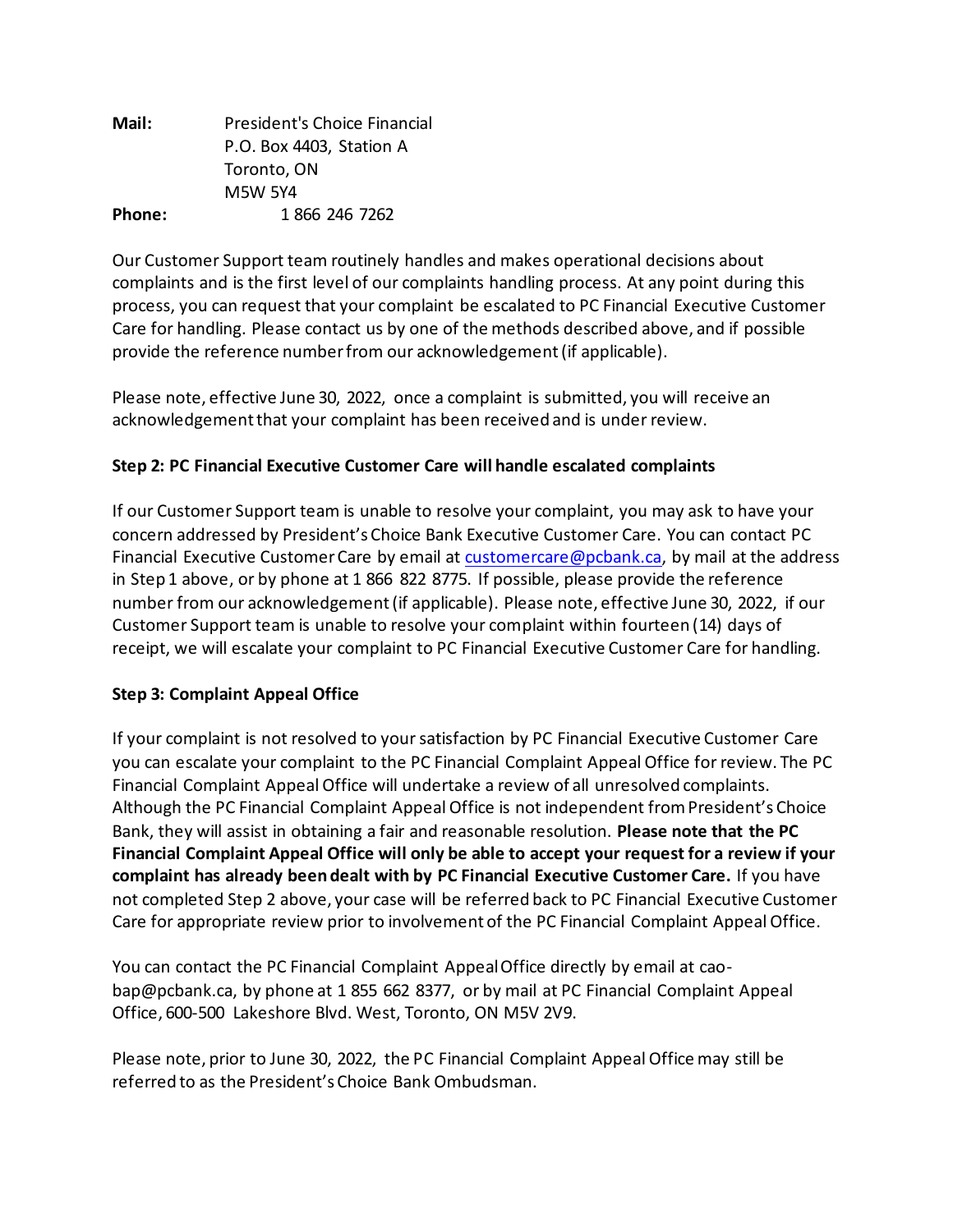**Mail:** President's Choice Financial
P.O. Box 4403, Station A
Toronto, ON
M5W 5Y4

**Phone:** 1 866 246 7262

Our Customer Support team routinely handles and makes operational decisions about complaints and is the first level of our complaints handling process. At any point during this process, you can request that your complaint be escalated to PC Financial Executive Customer Care for handling. Please contact us by one of the methods described above, and if possible provide the reference number from our acknowledgement (if applicable).

Please note, effective June 30, 2022, once a complaint is submitted, you will receive an acknowledgement that your complaint has been received and is under review.

**Step 2: PC Financial Executive Customer Care will handle escalated complaints**

If our Customer Support team is unable to resolve your complaint, you may ask to have your concern addressed by President's Choice Bank Executive Customer Care. You can contact PC Financial Executive Customer Care by email at customercare@pcbank.ca, by mail at the address in Step 1 above, or by phone at 1 866 822 8775. If possible, please provide the reference number from our acknowledgement (if applicable). Please note, effective June 30, 2022, if our Customer Support team is unable to resolve your complaint within fourteen (14) days of receipt, we will escalate your complaint to PC Financial Executive Customer Care for handling.

**Step 3: Complaint Appeal Office**

If your complaint is not resolved to your satisfaction by PC Financial Executive Customer Care you can escalate your complaint to the PC Financial Complaint Appeal Office for review. The PC Financial Complaint Appeal Office will undertake a review of all unresolved complaints. Although the PC Financial Complaint Appeal Office is not independent from President's Choice Bank, they will assist in obtaining a fair and reasonable resolution. **Please note that the PC Financial Complaint Appeal Office will only be able to accept your request for a review if your complaint has already been dealt with by PC Financial Executive Customer Care.** If you have not completed Step 2 above, your case will be referred back to PC Financial Executive Customer Care for appropriate review prior to involvement of the PC Financial Complaint Appeal Office.

You can contact the PC Financial Complaint Appeal Office directly by email at cao-bap@pcbank.ca, by phone at 1 855 662 8377, or by mail at PC Financial Complaint Appeal Office, 600-500 Lakeshore Blvd. West, Toronto, ON M5V 2V9.

Please note, prior to June 30, 2022, the PC Financial Complaint Appeal Office may still be referred to as the President's Choice Bank Ombudsman.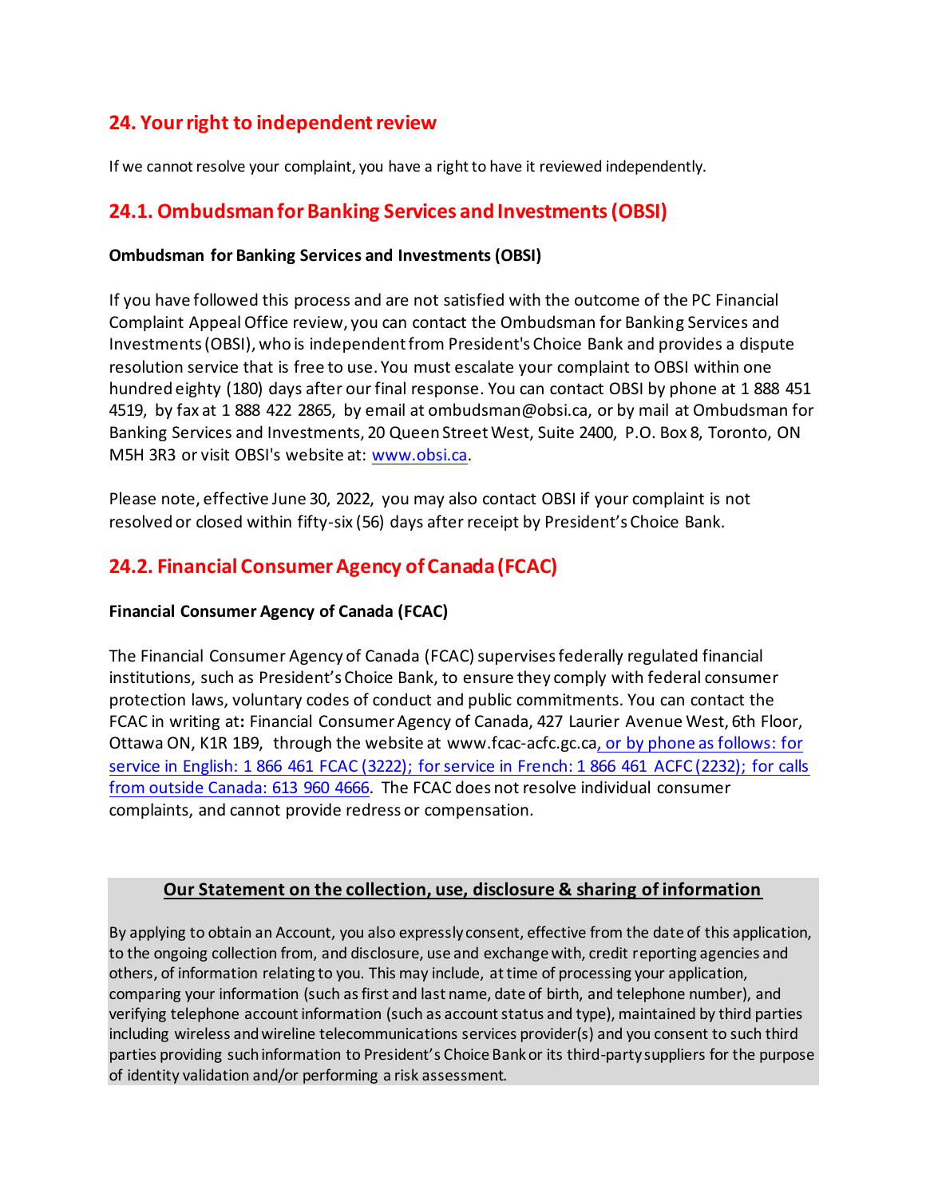## 24. Your right to independent review

If we cannot resolve your complaint, you have a right to have it reviewed independently.

### 24.1. Ombudsman for Banking Services and Investments (OBSI)

**Ombudsman for Banking Services and Investments (OBSI)**

If you have followed this process and are not satisfied with the outcome of the PC Financial Complaint Appeal Office review, you can contact the Ombudsman for Banking Services and Investments (OBSI), who is independent from President's Choice Bank and provides a dispute resolution service that is free to use. You must escalate your complaint to OBSI within one hundred eighty (180) days after our final response. You can contact OBSI by phone at 1 888 451 4519, by fax at 1 888 422 2865, by email at ombudsman@obsi.ca, or by mail at Ombudsman for Banking Services and Investments, 20 Queen Street West, Suite 2400, P.O. Box 8, Toronto, ON M5H 3R3 or visit OBSI's website at: www.obsi.ca.

Please note, effective June 30, 2022, you may also contact OBSI if your complaint is not resolved or closed within fifty-six (56) days after receipt by President's Choice Bank.

### 24.2. Financial Consumer Agency of Canada (FCAC)

**Financial Consumer Agency of Canada (FCAC)**

The Financial Consumer Agency of Canada (FCAC) supervises federally regulated financial institutions, such as President's Choice Bank, to ensure they comply with federal consumer protection laws, voluntary codes of conduct and public commitments. You can contact the FCAC in writing at**:** Financial Consumer Agency of Canada, 427 Laurier Avenue West, 6th Floor, Ottawa ON, K1R 1B9, through the website at www.fcac-acfc.gc.ca, or by phone as follows: for service in English: 1 866 461 FCAC (3222); for service in French: 1 866 461 ACFC (2232); for calls from outside Canada: 613 960 4666. The FCAC does not resolve individual consumer complaints, and cannot provide redress or compensation.

**Our Statement on the collection, use, disclosure & sharing of information**

By applying to obtain an Account, you also expressly consent, effective from the date of this application, to the ongoing collection from, and disclosure, use and exchange with, credit reporting agencies and others, of information relating to you. This may include, at time of processing your application, comparing your information (such as first and last name, date of birth, and telephone number), and verifying telephone account information (such as account status and type), maintained by third parties including wireless and wireline telecommunications services provider(s) and you consent to such third parties providing such information to President's Choice Bank or its third-party suppliers for the purpose of identity validation and/or performing a risk assessment.